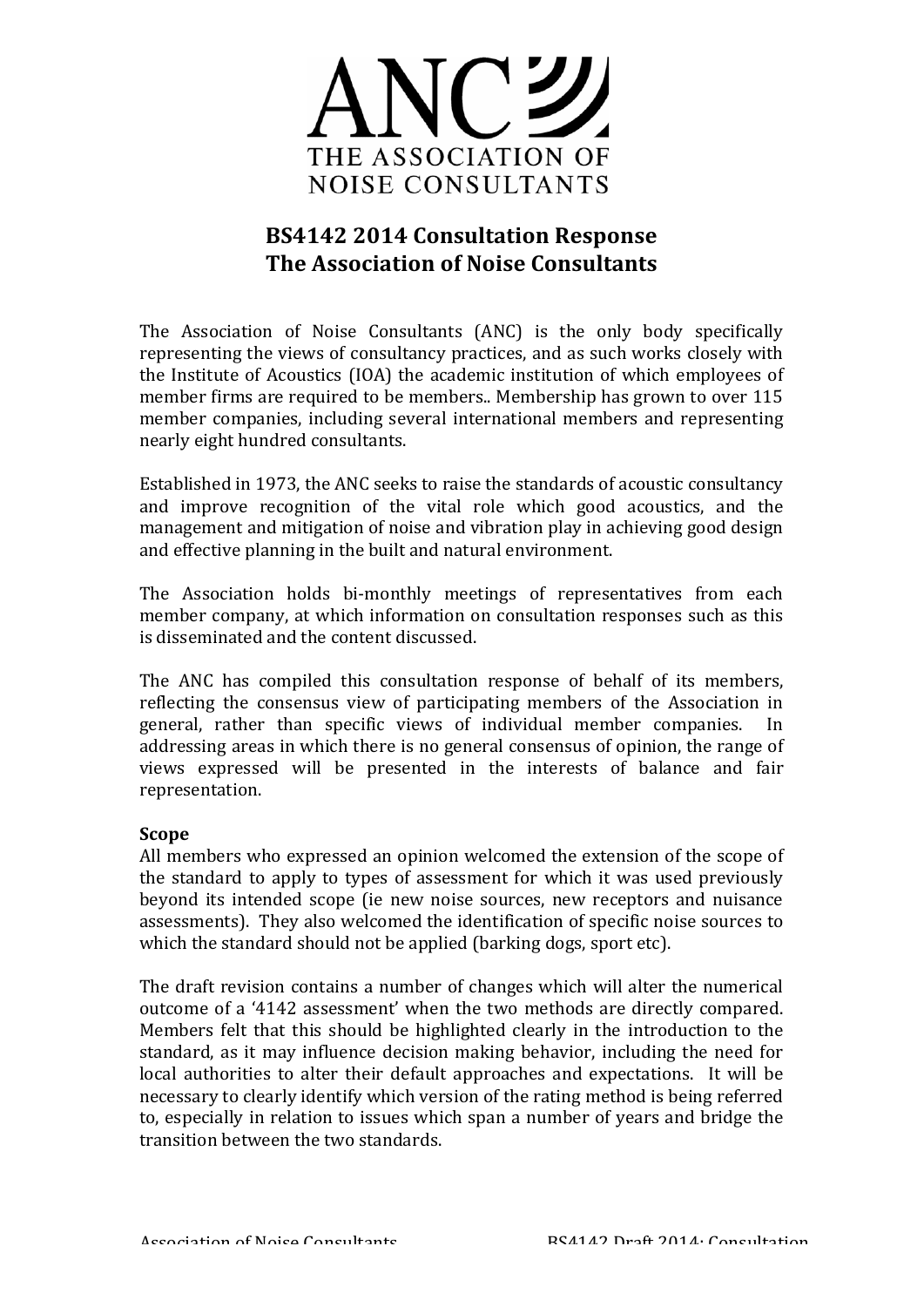ANC

THE ASSOCIATION OF NOISE CONSULTANTS

# BS4142 2014 Consultation Response
# The Association of Noise Consultants

The Association of Noise Consultants (ANC) is the only body specifically representing the views of consultancy practices, and as such works closely with the Institute of Acoustics (IOA) the academic institution of which employees of member firms are required to be members.. Membership has grown to over 115 member companies, including several international members and representing nearly eight hundred consultants.

Established in 1973, the ANC seeks to raise the standards of acoustic consultancy and improve recognition of the vital role which good acoustics, and the management and mitigation of noise and vibration play in achieving good design and effective planning in the built and natural environment.

The Association holds bi-monthly meetings of representatives from each member company, at which information on consultation responses such as this is disseminated and the content discussed.

The ANC has compiled this consultation response of behalf of its members, reflecting the consensus view of participating members of the Association in general, rather than specific views of individual member companies. In addressing areas in which there is no general consensus of opinion, the range of views expressed will be presented in the interests of balance and fair representation.

**Scope**

All members who expressed an opinion welcomed the extension of the scope of the standard to apply to types of assessment for which it was used previously beyond its intended scope (ie new noise sources, new receptors and nuisance assessments). They also welcomed the identification of specific noise sources to which the standard should not be applied (barking dogs, sport etc).

The draft revision contains a number of changes which will alter the numerical outcome of a '4142 assessment' when the two methods are directly compared. Members felt that this should be highlighted clearly in the introduction to the standard, as it may influence decision making behavior, including the need for local authorities to alter their default approaches and expectations. It will be necessary to clearly identify which version of the rating method is being referred to, especially in relation to issues which span a number of years and bridge the transition between the two standards.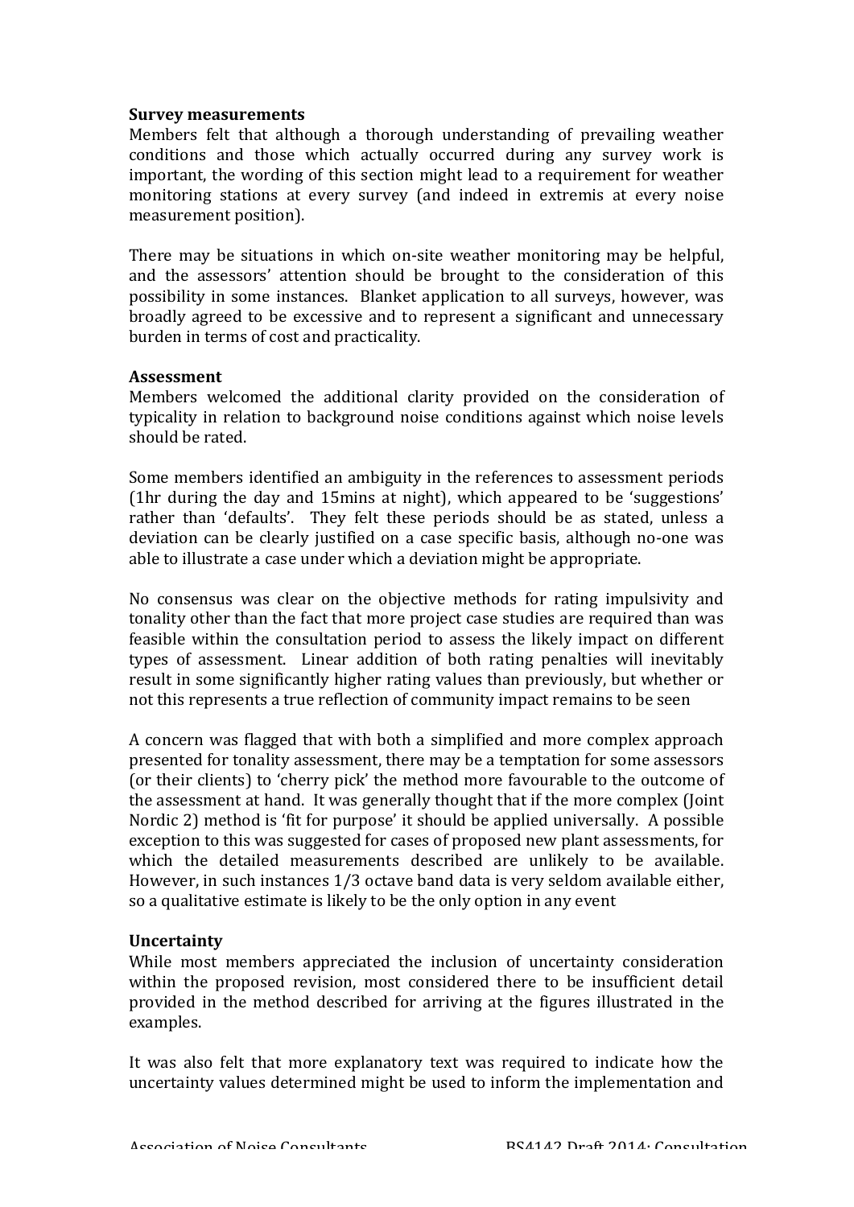**Survey measurements**

Members felt that although a thorough understanding of prevailing weather conditions and those which actually occurred during any survey work is important, the wording of this section might lead to a requirement for weather monitoring stations at every survey (and indeed in extremis at every noise measurement position).

There may be situations in which on-site weather monitoring may be helpful, and the assessors' attention should be brought to the consideration of this possibility in some instances. Blanket application to all surveys, however, was broadly agreed to be excessive and to represent a significant and unnecessary burden in terms of cost and practicality.

**Assessment**

Members welcomed the additional clarity provided on the consideration of typicality in relation to background noise conditions against which noise levels should be rated.

Some members identified an ambiguity in the references to assessment periods (1hr during the day and 15mins at night), which appeared to be 'suggestions' rather than 'defaults'. They felt these periods should be as stated, unless a deviation can be clearly justified on a case specific basis, although no-one was able to illustrate a case under which a deviation might be appropriate.

No consensus was clear on the objective methods for rating impulsivity and tonality other than the fact that more project case studies are required than was feasible within the consultation period to assess the likely impact on different types of assessment. Linear addition of both rating penalties will inevitably result in some significantly higher rating values than previously, but whether or not this represents a true reflection of community impact remains to be seen

A concern was flagged that with both a simplified and more complex approach presented for tonality assessment, there may be a temptation for some assessors (or their clients) to 'cherry pick' the method more favourable to the outcome of the assessment at hand. It was generally thought that if the more complex (Joint Nordic 2) method is 'fit for purpose' it should be applied universally. A possible exception to this was suggested for cases of proposed new plant assessments, for which the detailed measurements described are unlikely to be available. However, in such instances 1/3 octave band data is very seldom available either, so a qualitative estimate is likely to be the only option in any event

**Uncertainty**

While most members appreciated the inclusion of uncertainty consideration within the proposed revision, most considered there to be insufficient detail provided in the method described for arriving at the figures illustrated in the examples.

It was also felt that more explanatory text was required to indicate how the uncertainty values determined might be used to inform the implementation and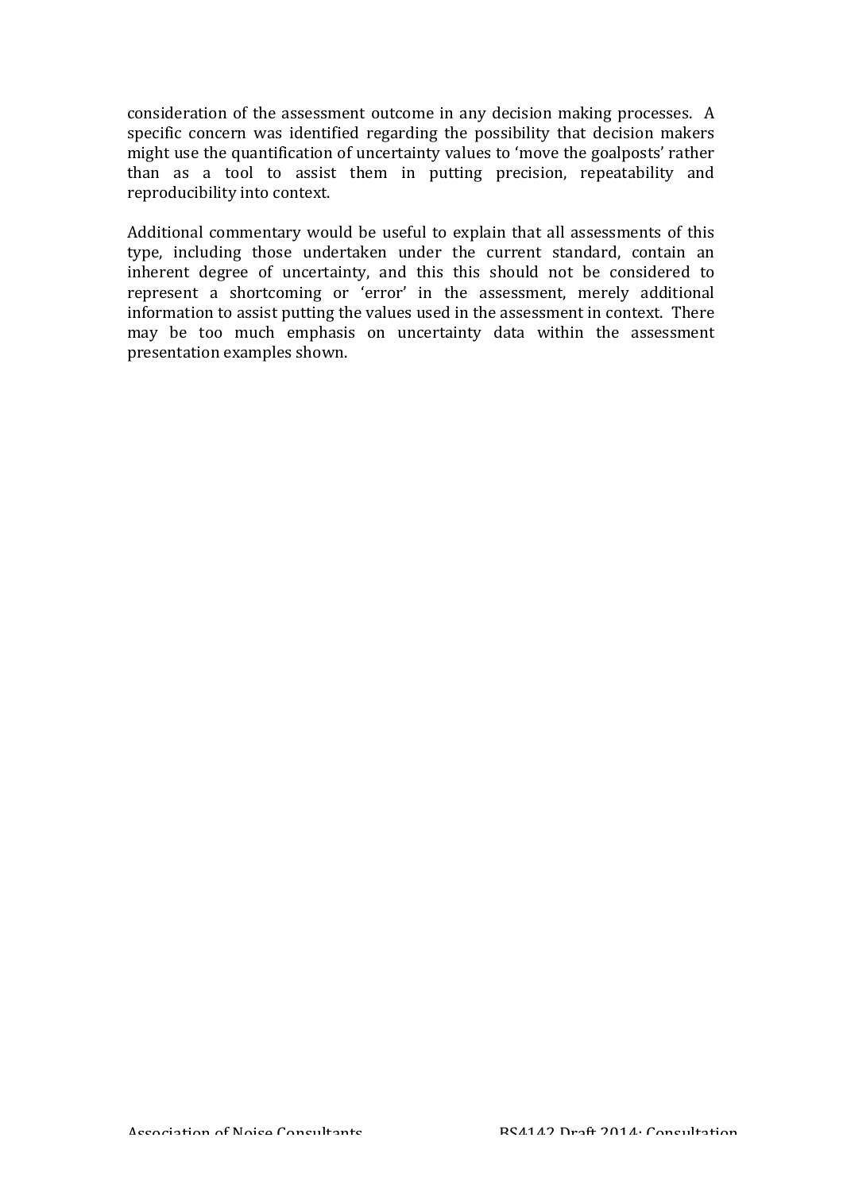consideration of the assessment outcome in any decision making processes. A specific concern was identified regarding the possibility that decision makers might use the quantification of uncertainty values to 'move the goalposts' rather than as a tool to assist them in putting precision, repeatability and reproducibility into context.

Additional commentary would be useful to explain that all assessments of this type, including those undertaken under the current standard, contain an inherent degree of uncertainty, and this this should not be considered to represent a shortcoming or 'error' in the assessment, merely additional information to assist putting the values used in the assessment in context. There may be too much emphasis on uncertainty data within the assessment presentation examples shown.